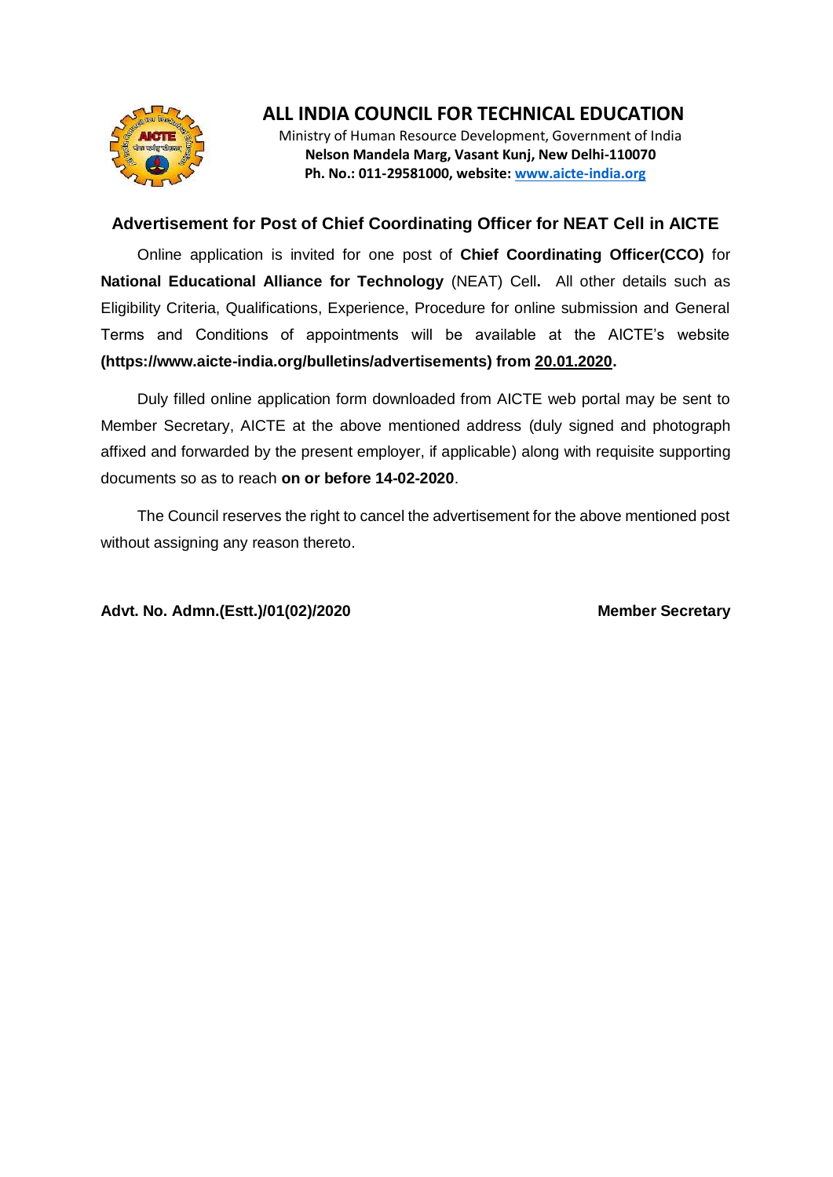# ALL INDIA COUNCIL FOR TECHNICAL EDUCATION

Ministry of Human Resource Development, Government of India
**Nelson Mandela Marg, Vasant Kunj, New Delhi-110070**
**Ph. No.: 011-29581000, website: www.aicte-india.org**

## Advertisement for Post of Chief Coordinating Officer for NEAT Cell in AICTE

Online application is invited for one post of **Chief Coordinating Officer(CCO)** for **National Educational Alliance for Technology** (NEAT) Cell**.** All other details such as Eligibility Criteria, Qualifications, Experience, Procedure for online submission and General Terms and Conditions of appointments will be available at the AICTE's website **(https://www.aicte-india.org/bulletins/advertisements) from 20.01.2020.**

Duly filled online application form downloaded from AICTE web portal may be sent to Member Secretary, AICTE at the above mentioned address (duly signed and photograph affixed and forwarded by the present employer, if applicable) along with requisite supporting documents so as to reach **on or before 14-02-2020**.

The Council reserves the right to cancel the advertisement for the above mentioned post without assigning any reason thereto.

**Advt. No. Admn.(Estt.)/01(02)/2020** **Member Secretary**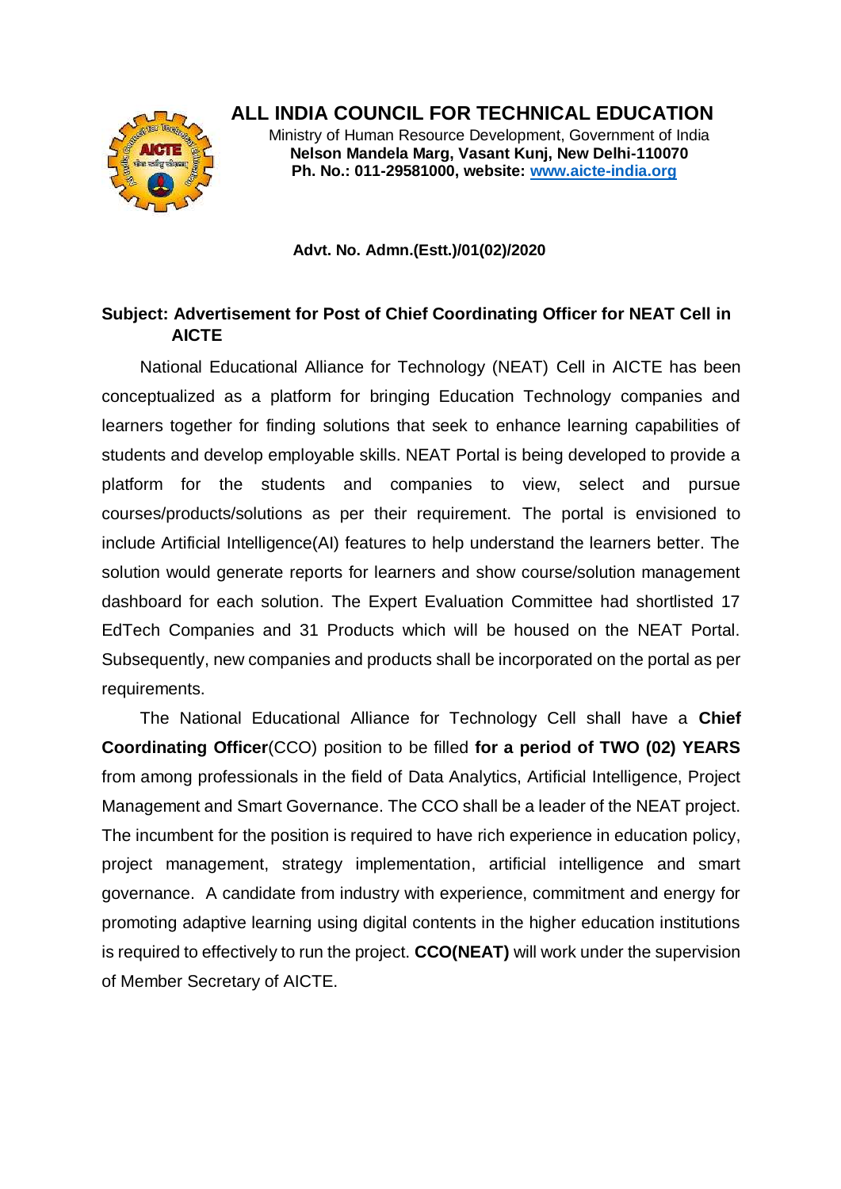# ALL INDIA COUNCIL FOR TECHNICAL EDUCATION

Ministry of Human Resource Development, Government of India
**Nelson Mandela Marg, Vasant Kunj, New Delhi-110070**
**Ph. No.: 011-29581000, website: www.aicte-india.org**

**Advt. No. Admn.(Estt.)/01(02)/2020**

**Subject: Advertisement for Post of Chief Coordinating Officer for NEAT Cell in AICTE**

National Educational Alliance for Technology (NEAT) Cell in AICTE has been conceptualized as a platform for bringing Education Technology companies and learners together for finding solutions that seek to enhance learning capabilities of students and develop employable skills. NEAT Portal is being developed to provide a platform for the students and companies to view, select and pursue courses/products/solutions as per their requirement. The portal is envisioned to include Artificial Intelligence(AI) features to help understand the learners better. The solution would generate reports for learners and show course/solution management dashboard for each solution. The Expert Evaluation Committee had shortlisted 17 EdTech Companies and 31 Products which will be housed on the NEAT Portal. Subsequently, new companies and products shall be incorporated on the portal as per requirements.

The National Educational Alliance for Technology Cell shall have a **Chief Coordinating Officer**(CCO) position to be filled **for a period of TWO (02) YEARS** from among professionals in the field of Data Analytics, Artificial Intelligence, Project Management and Smart Governance. The CCO shall be a leader of the NEAT project. The incumbent for the position is required to have rich experience in education policy, project management, strategy implementation, artificial intelligence and smart governance. A candidate from industry with experience, commitment and energy for promoting adaptive learning using digital contents in the higher education institutions is required to effectively to run the project. **CCO(NEAT)** will work under the supervision of Member Secretary of AICTE.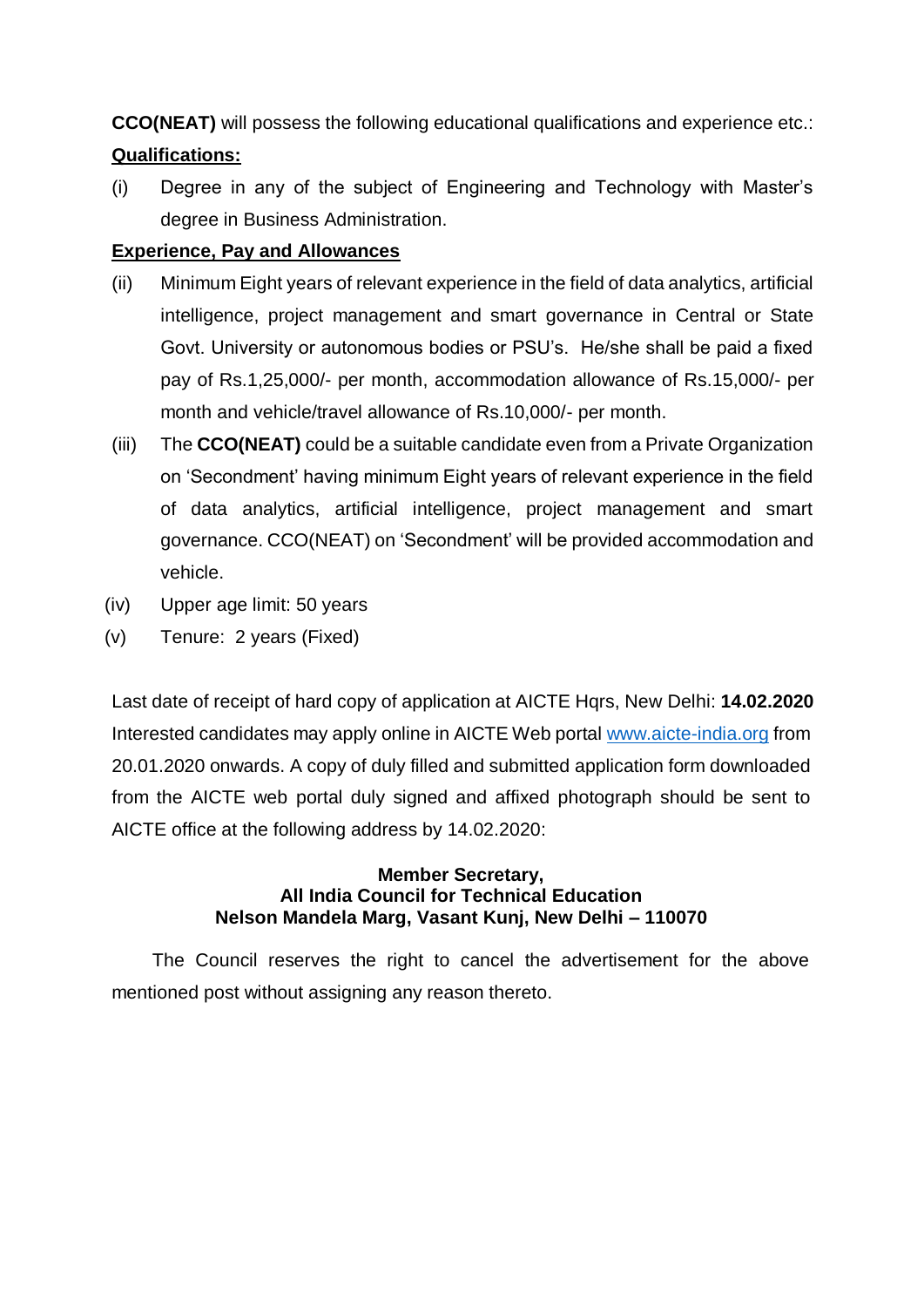**CCO(NEAT)** will possess the following educational qualifications and experience etc.:

**Qualifications:**

(i) Degree in any of the subject of Engineering and Technology with Master's degree in Business Administration.

**Experience, Pay and Allowances**

(ii) Minimum Eight years of relevant experience in the field of data analytics, artificial intelligence, project management and smart governance in Central or State Govt. University or autonomous bodies or PSU's. He/she shall be paid a fixed pay of Rs.1,25,000/- per month, accommodation allowance of Rs.15,000/- per month and vehicle/travel allowance of Rs.10,000/- per month.

(iii) The **CCO(NEAT)** could be a suitable candidate even from a Private Organization on 'Secondment' having minimum Eight years of relevant experience in the field of data analytics, artificial intelligence, project management and smart governance. CCO(NEAT) on 'Secondment' will be provided accommodation and vehicle.

(iv) Upper age limit: 50 years

(v) Tenure: 2 years (Fixed)

Last date of receipt of hard copy of application at AICTE Hqrs, New Delhi: **14.02.2020** Interested candidates may apply online in AICTE Web portal www.aicte-india.org from 20.01.2020 onwards. A copy of duly filled and submitted application form downloaded from the AICTE web portal duly signed and affixed photograph should be sent to AICTE office at the following address by 14.02.2020:

**Member Secretary,**
**All India Council for Technical Education**
**Nelson Mandela Marg, Vasant Kunj, New Delhi – 110070**

The Council reserves the right to cancel the advertisement for the above mentioned post without assigning any reason thereto.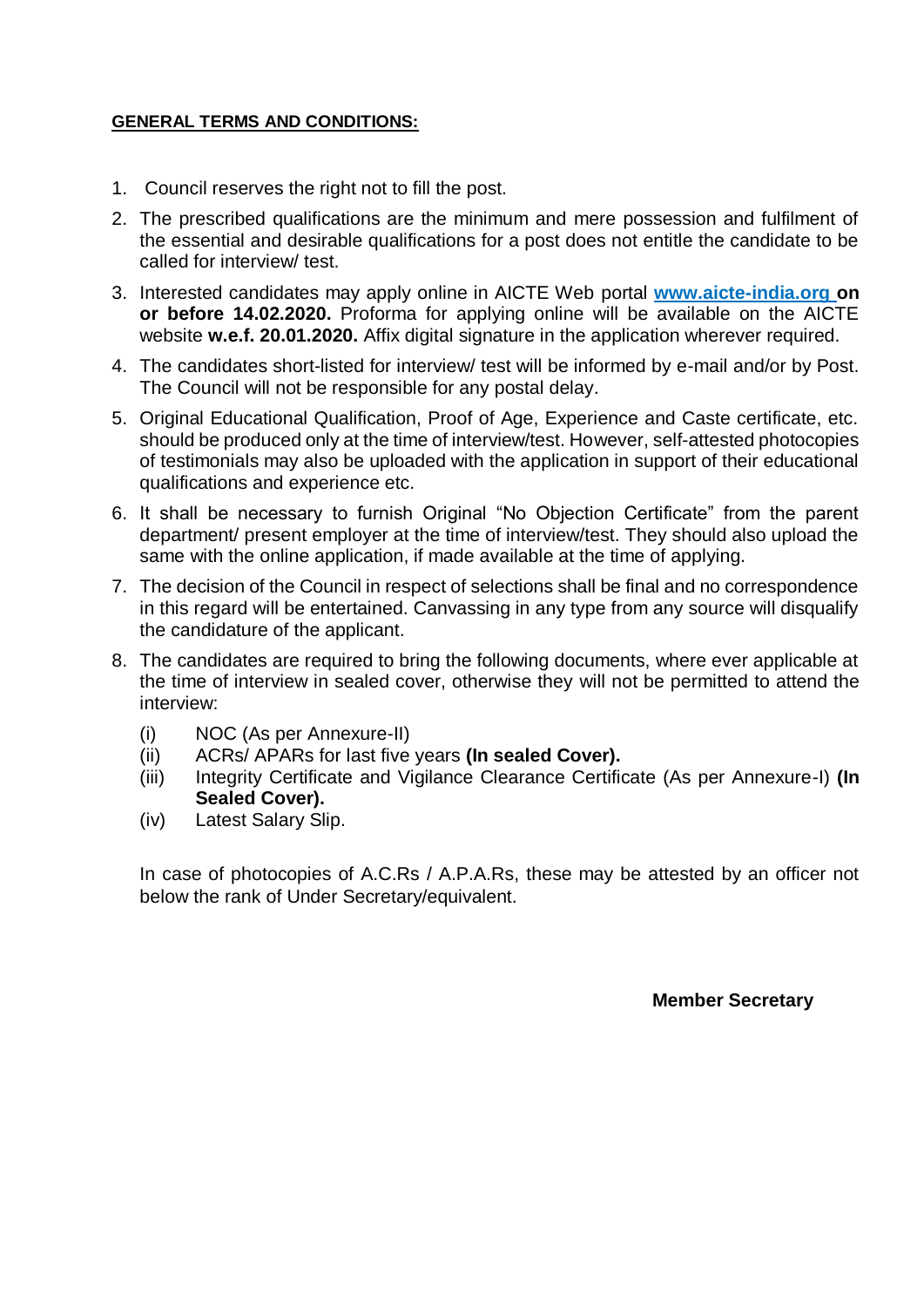**GENERAL TERMS AND CONDITIONS:**

1. Council reserves the right not to fill the post.
2. The prescribed qualifications are the minimum and mere possession and fulfilment of the essential and desirable qualifications for a post does not entitle the candidate to be called for interview/ test.
3. Interested candidates may apply online in AICTE Web portal **www.aicte-india.org on or before 14.02.2020.** Proforma for applying online will be available on the AICTE website **w.e.f. 20.01.2020.** Affix digital signature in the application wherever required.
4. The candidates short-listed for interview/ test will be informed by e-mail and/or by Post. The Council will not be responsible for any postal delay.
5. Original Educational Qualification, Proof of Age, Experience and Caste certificate, etc. should be produced only at the time of interview/test. However, self-attested photocopies of testimonials may also be uploaded with the application in support of their educational qualifications and experience etc.
6. It shall be necessary to furnish Original "No Objection Certificate" from the parent department/ present employer at the time of interview/test. They should also upload the same with the online application, if made available at the time of applying.
7. The decision of the Council in respect of selections shall be final and no correspondence in this regard will be entertained. Canvassing in any type from any source will disqualify the candidature of the applicant.
8. The candidates are required to bring the following documents, where ever applicable at the time of interview in sealed cover, otherwise they will not be permitted to attend the interview:
   (i) NOC (As per Annexure-II)
   (ii) ACRs/ APARs for last five years **(In sealed Cover).**
   (iii) Integrity Certificate and Vigilance Clearance Certificate (As per Annexure-I) **(In Sealed Cover).**
   (iv) Latest Salary Slip.

   In case of photocopies of A.C.Rs / A.P.A.Rs, these may be attested by an officer not below the rank of Under Secretary/equivalent.

**Member Secretary**